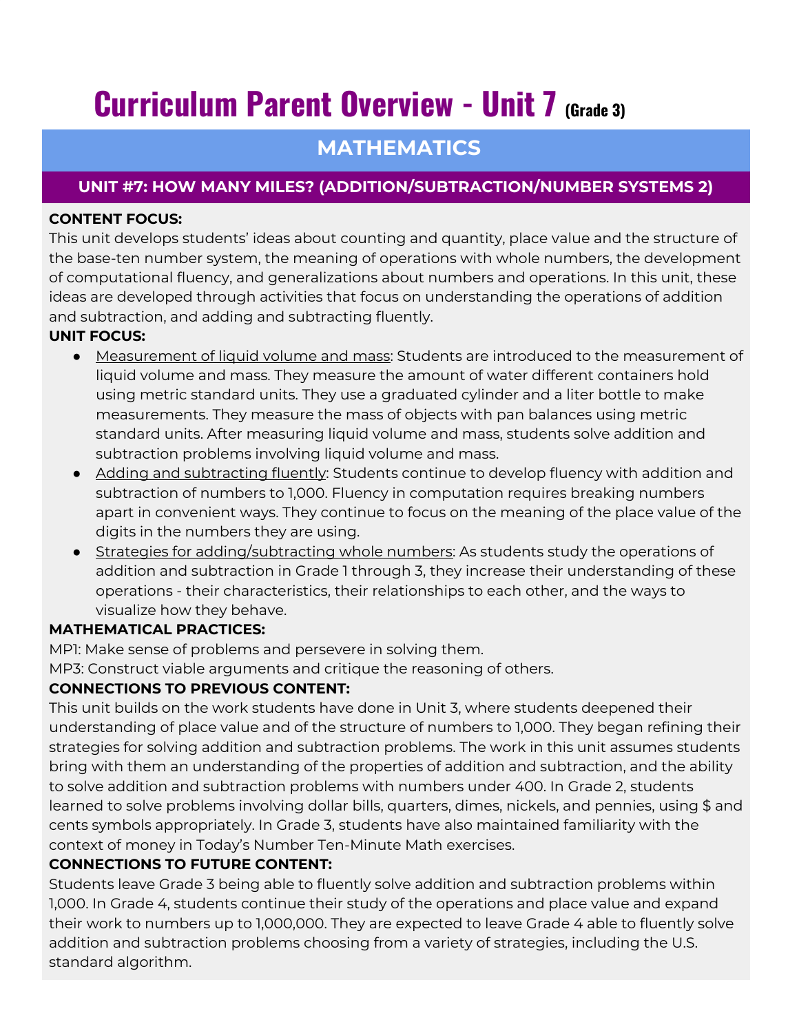# Curriculum Parent Overview - Unit 7 (Grade 3)

## MATHEMATICS

### UNIT #7: HOW MANY MILES? (ADDITION/SUBTRACTION/NUMBER SYSTEMS 2)

**CONTENT FOCUS:**
This unit develops students' ideas about counting and quantity, place value and the structure of the base-ten number system, the meaning of operations with whole numbers, the development of computational fluency, and generalizations about numbers and operations. In this unit, these ideas are developed through activities that focus on understanding the operations of addition and subtraction, and adding and subtracting fluently.

**UNIT FOCUS:**

- Measurement of liquid volume and mass: Students are introduced to the measurement of liquid volume and mass. They measure the amount of water different containers hold using metric standard units. They use a graduated cylinder and a liter bottle to make measurements. They measure the mass of objects with pan balances using metric standard units. After measuring liquid volume and mass, students solve addition and subtraction problems involving liquid volume and mass.
- Adding and subtracting fluently: Students continue to develop fluency with addition and subtraction of numbers to 1,000. Fluency in computation requires breaking numbers apart in convenient ways. They continue to focus on the meaning of the place value of the digits in the numbers they are using.
- Strategies for adding/subtracting whole numbers: As students study the operations of addition and subtraction in Grade 1 through 3, they increase their understanding of these operations - their characteristics, their relationships to each other, and the ways to visualize how they behave.

**MATHEMATICAL PRACTICES:**
MP1: Make sense of problems and persevere in solving them.
MP3: Construct viable arguments and critique the reasoning of others.

**CONNECTIONS TO PREVIOUS CONTENT:**
This unit builds on the work students have done in Unit 3, where students deepened their understanding of place value and of the structure of numbers to 1,000. They began refining their strategies for solving addition and subtraction problems. The work in this unit assumes students bring with them an understanding of the properties of addition and subtraction, and the ability to solve addition and subtraction problems with numbers under 400. In Grade 2, students learned to solve problems involving dollar bills, quarters, dimes, nickels, and pennies, using $ and cents symbols appropriately. In Grade 3, students have also maintained familiarity with the context of money in Today's Number Ten-Minute Math exercises.

**CONNECTIONS TO FUTURE CONTENT:**
Students leave Grade 3 being able to fluently solve addition and subtraction problems within 1,000. In Grade 4, students continue their study of the operations and place value and expand their work to numbers up to 1,000,000. They are expected to leave Grade 4 able to fluently solve addition and subtraction problems choosing from a variety of strategies, including the U.S. standard algorithm.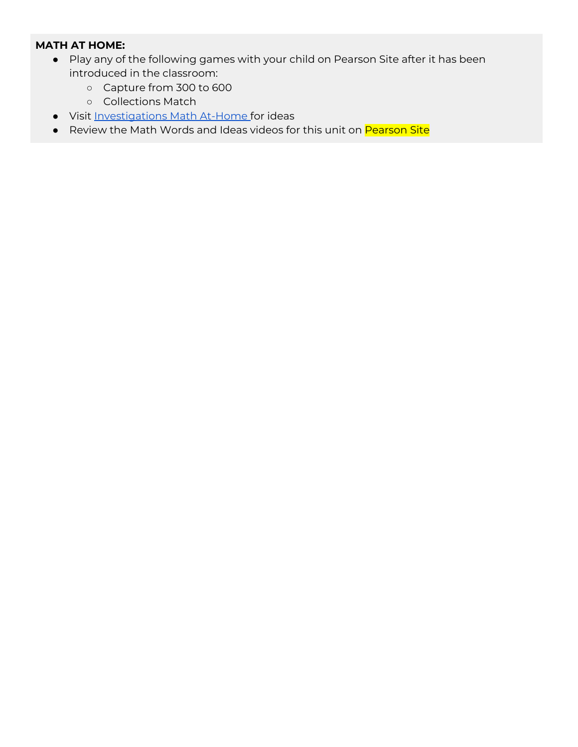**MATH AT HOME:**

- Play any of the following games with your child on Pearson Site after it has been introduced in the classroom:
  - Capture from 300 to 600
  - Collections Match
- Visit Investigations Math At-Home for ideas
- Review the Math Words and Ideas videos for this unit on Pearson Site